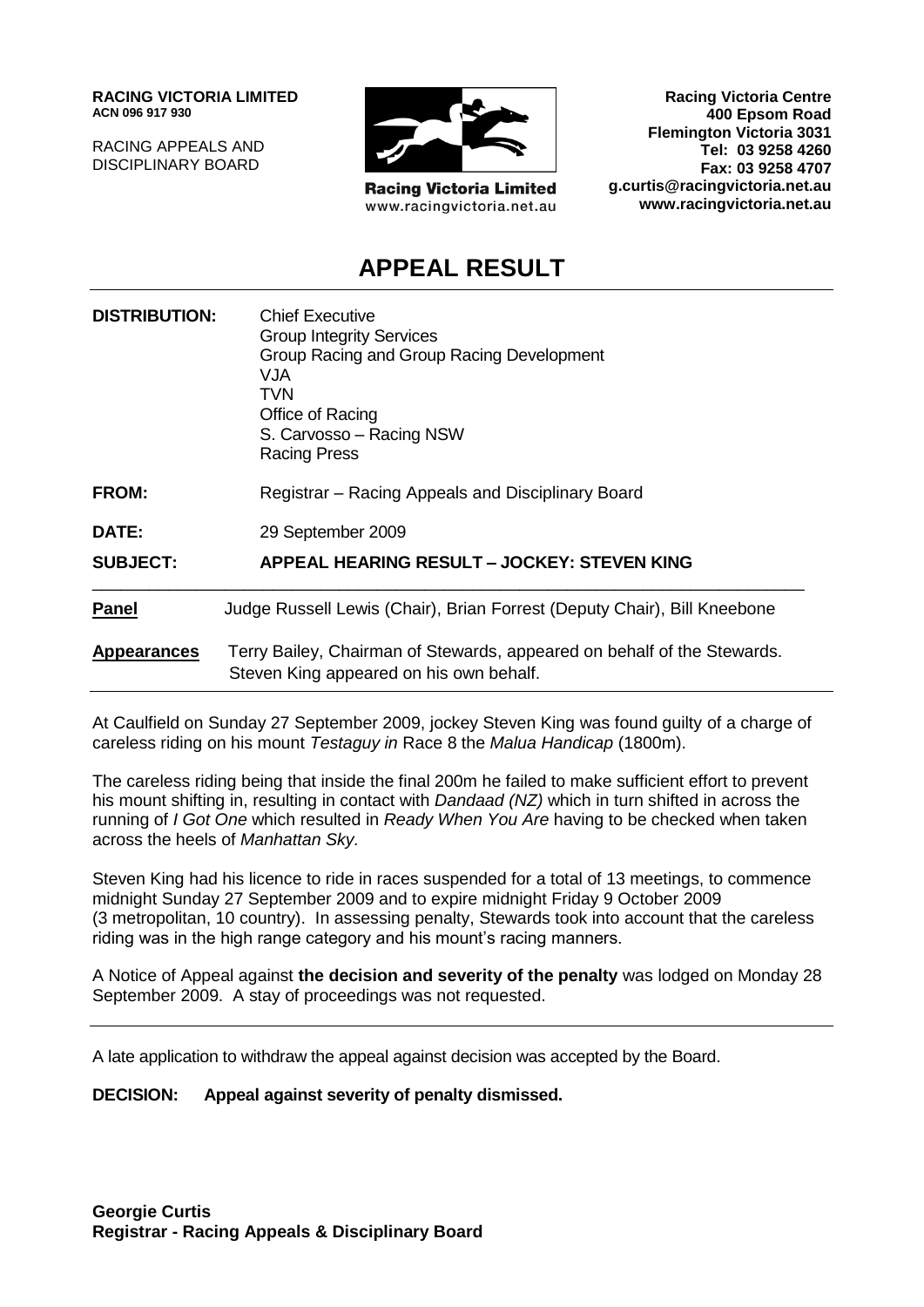**RACING VICTORIA LIMITED**
**ACN 096 917 930**

RACING APPEALS AND
DISCIPLINARY BOARD

**Racing Victoria Limited**
www.racingvictoria.net.au

**Racing Victoria Centre**
**400 Epsom Road**
**Flemington Victoria 3031**
**Tel: 03 9258 4260**
**Fax: 03 9258 4707**
**g.curtis@racingvictoria.net.au**
**www.racingvictoria.net.au**

# APPEAL RESULT

**DISTRIBUTION:** Chief Executive
Group Integrity Services
Group Racing and Group Racing Development
VJA
TVN
Office of Racing
S. Carvosso – Racing NSW
Racing Press

**FROM:** Registrar – Racing Appeals and Disciplinary Board

**DATE:** 29 September 2009

**SUBJECT:** **APPEAL HEARING RESULT – JOCKEY: STEVEN KING**

---

**Panel** Judge Russell Lewis (Chair), Brian Forrest (Deputy Chair), Bill Kneebone

**Appearances** Terry Bailey, Chairman of Stewards, appeared on behalf of the Stewards.
Steven King appeared on his own behalf.

---

At Caulfield on Sunday 27 September 2009, jockey Steven King was found guilty of a charge of careless riding on his mount *Testaguy in* Race 8 the *Malua Handicap* (1800m).

The careless riding being that inside the final 200m he failed to make sufficient effort to prevent his mount shifting in, resulting in contact with *Dandaad (NZ)* which in turn shifted in across the running of *I Got One* which resulted in *Ready When You Are* having to be checked when taken across the heels of *Manhattan Sky.*

Steven King had his licence to ride in races suspended for a total of 13 meetings, to commence midnight Sunday 27 September 2009 and to expire midnight Friday 9 October 2009 (3 metropolitan, 10 country). In assessing penalty, Stewards took into account that the careless riding was in the high range category and his mount's racing manners.

A Notice of Appeal against **the decision and severity of the penalty** was lodged on Monday 28 September 2009. A stay of proceedings was not requested.

---

A late application to withdraw the appeal against decision was accepted by the Board.

**DECISION: Appeal against severity of penalty dismissed.**

**Georgie Curtis**
**Registrar - Racing Appeals & Disciplinary Board**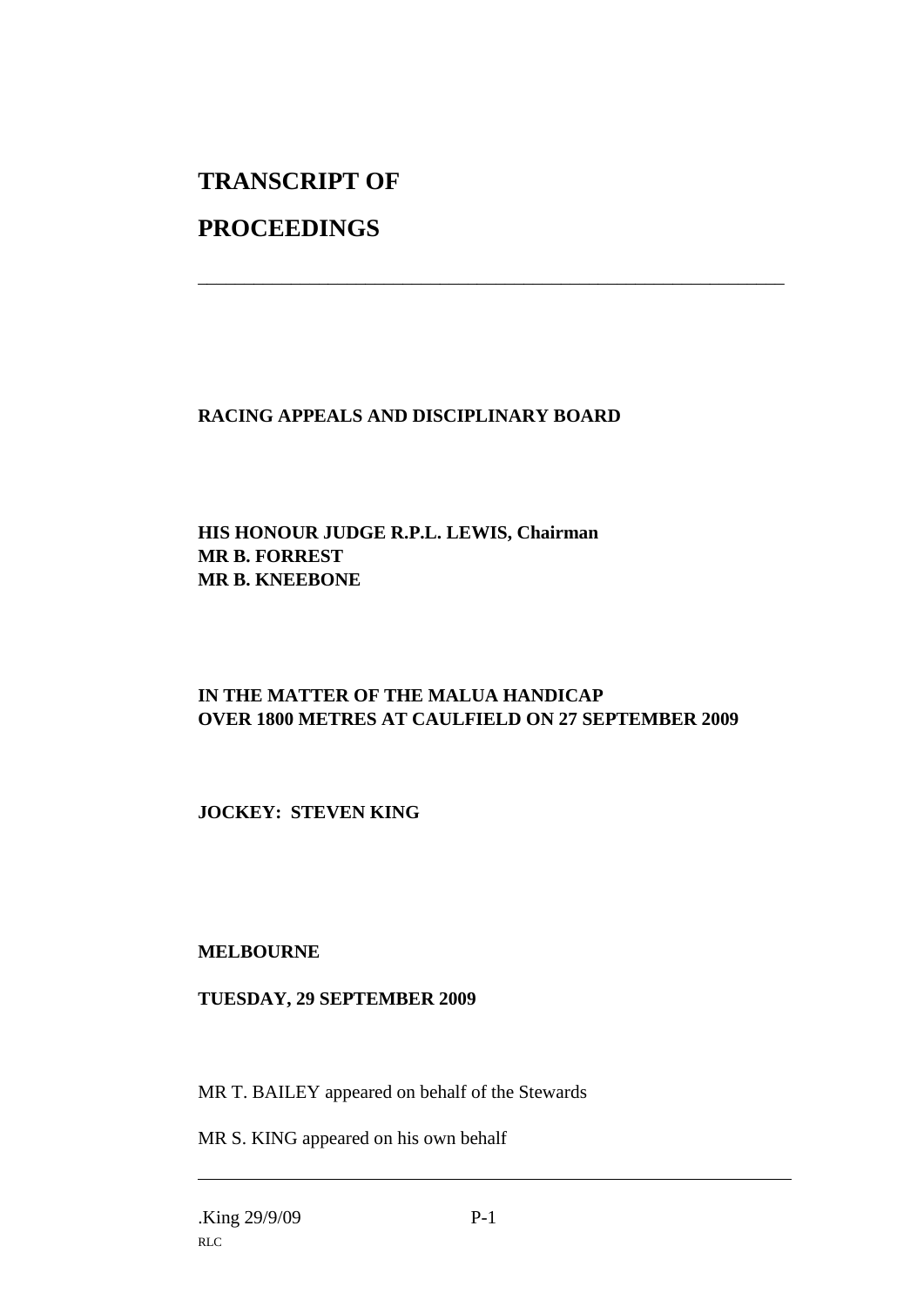# TRANSCRIPT OF

# PROCEEDINGS

---

**RACING APPEALS AND DISCIPLINARY BOARD**

**HIS HONOUR JUDGE R.P.L. LEWIS, Chairman**
**MR B. FORREST**
**MR B. KNEEBONE**

**IN THE MATTER OF THE MALUA HANDICAP**
**OVER 1800 METRES AT CAULFIELD ON 27 SEPTEMBER 2009**

**JOCKEY: STEVEN KING**

**MELBOURNE**

**TUESDAY, 29 SEPTEMBER 2009**

MR T. BAILEY appeared on behalf of the Stewards

MR S. KING appeared on his own behalf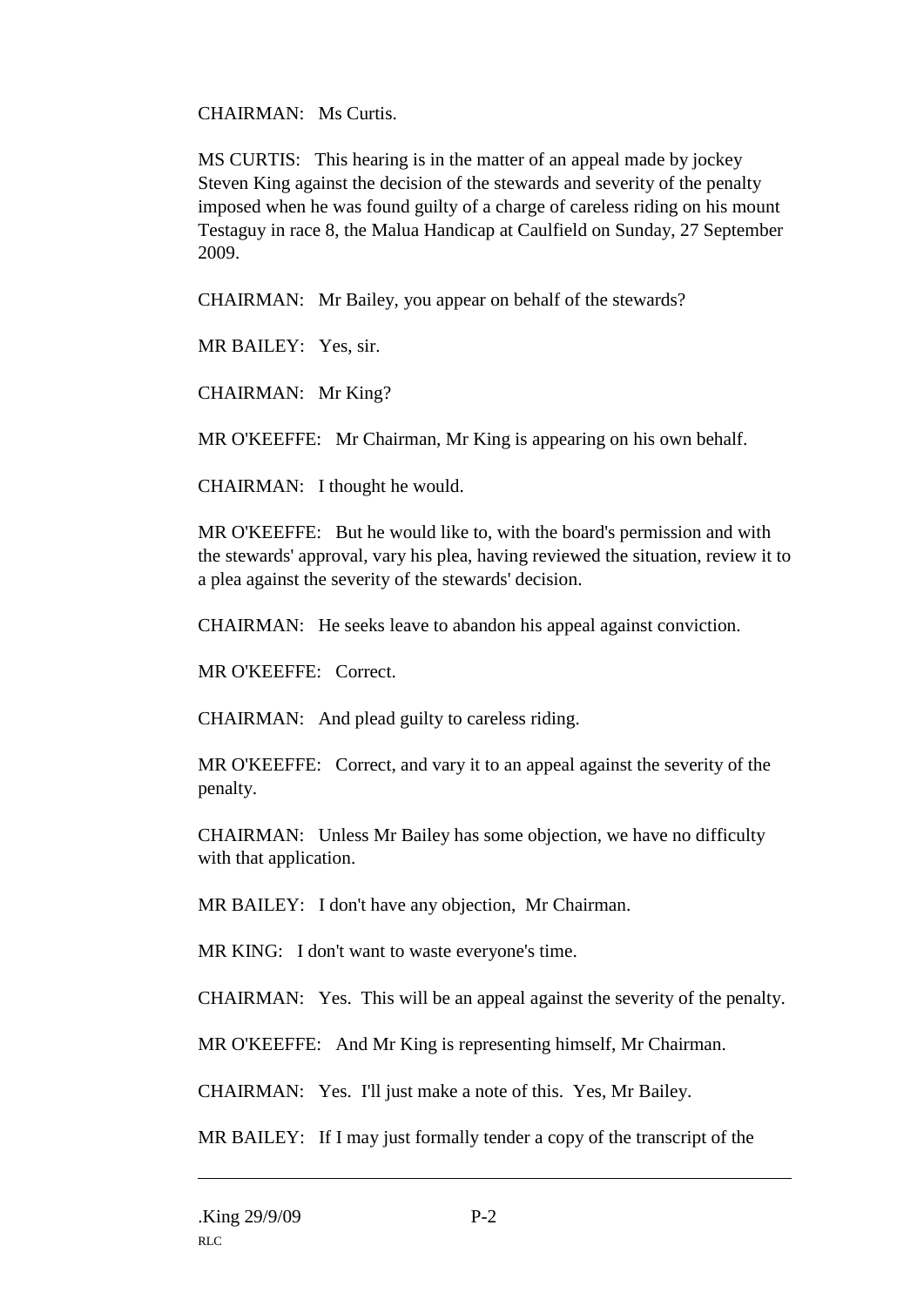CHAIRMAN: Ms Curtis.

MS CURTIS: This hearing is in the matter of an appeal made by jockey Steven King against the decision of the stewards and severity of the penalty imposed when he was found guilty of a charge of careless riding on his mount Testaguy in race 8, the Malua Handicap at Caulfield on Sunday, 27 September 2009.

CHAIRMAN: Mr Bailey, you appear on behalf of the stewards?

MR BAILEY: Yes, sir.

CHAIRMAN: Mr King?

MR O'KEEFFE: Mr Chairman, Mr King is appearing on his own behalf.

CHAIRMAN: I thought he would.

MR O'KEEFFE: But he would like to, with the board's permission and with the stewards' approval, vary his plea, having reviewed the situation, review it to a plea against the severity of the stewards' decision.

CHAIRMAN: He seeks leave to abandon his appeal against conviction.

MR O'KEEFFE: Correct.

CHAIRMAN: And plead guilty to careless riding.

MR O'KEEFFE: Correct, and vary it to an appeal against the severity of the penalty.

CHAIRMAN: Unless Mr Bailey has some objection, we have no difficulty with that application.

MR BAILEY: I don't have any objection, Mr Chairman.

MR KING: I don't want to waste everyone's time.

CHAIRMAN: Yes. This will be an appeal against the severity of the penalty.

MR O'KEEFFE: And Mr King is representing himself, Mr Chairman.

CHAIRMAN: Yes. I'll just make a note of this. Yes, Mr Bailey.

MR BAILEY: If I may just formally tender a copy of the transcript of the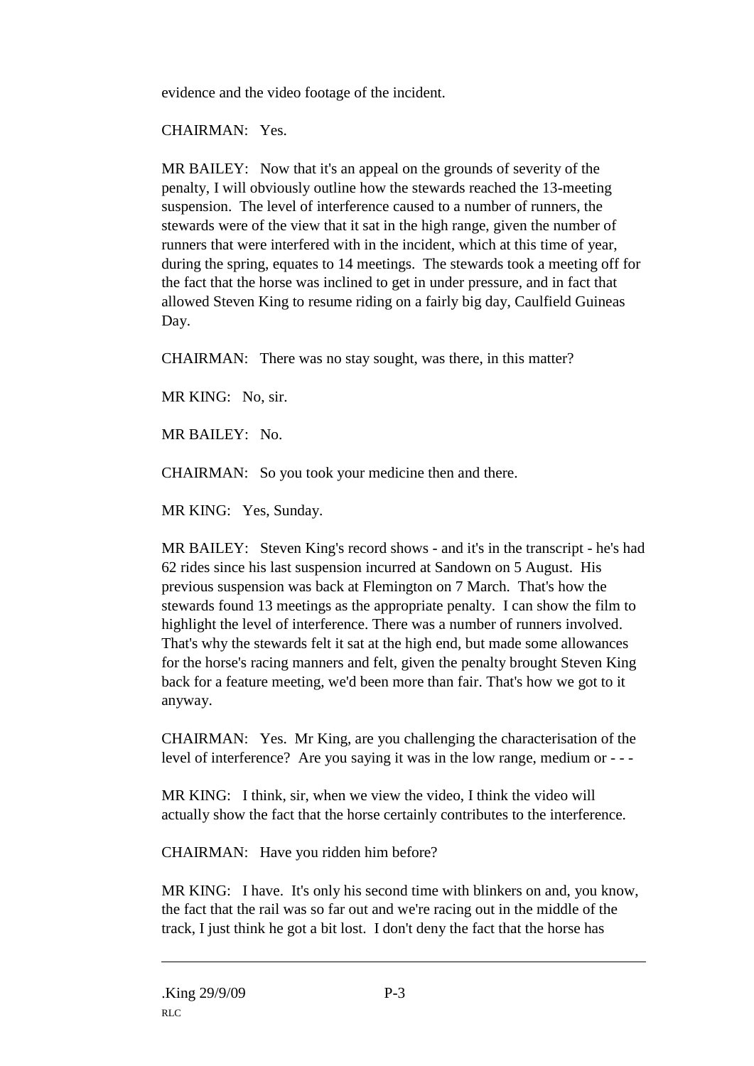evidence and the video footage of the incident.

CHAIRMAN: Yes.

MR BAILEY: Now that it's an appeal on the grounds of severity of the penalty, I will obviously outline how the stewards reached the 13-meeting suspension. The level of interference caused to a number of runners, the stewards were of the view that it sat in the high range, given the number of runners that were interfered with in the incident, which at this time of year, during the spring, equates to 14 meetings. The stewards took a meeting off for the fact that the horse was inclined to get in under pressure, and in fact that allowed Steven King to resume riding on a fairly big day, Caulfield Guineas Day.

CHAIRMAN: There was no stay sought, was there, in this matter?

MR KING: No, sir.

MR BAILEY: No.

CHAIRMAN: So you took your medicine then and there.

MR KING: Yes, Sunday.

MR BAILEY: Steven King's record shows - and it's in the transcript - he's had 62 rides since his last suspension incurred at Sandown on 5 August. His previous suspension was back at Flemington on 7 March. That's how the stewards found 13 meetings as the appropriate penalty. I can show the film to highlight the level of interference. There was a number of runners involved. That's why the stewards felt it sat at the high end, but made some allowances for the horse's racing manners and felt, given the penalty brought Steven King back for a feature meeting, we'd been more than fair. That's how we got to it anyway.

CHAIRMAN: Yes. Mr King, are you challenging the characterisation of the level of interference? Are you saying it was in the low range, medium or - - -

MR KING: I think, sir, when we view the video, I think the video will actually show the fact that the horse certainly contributes to the interference.

CHAIRMAN: Have you ridden him before?

MR KING: I have. It's only his second time with blinkers on and, you know, the fact that the rail was so far out and we're racing out in the middle of the track, I just think he got a bit lost. I don't deny the fact that the horse has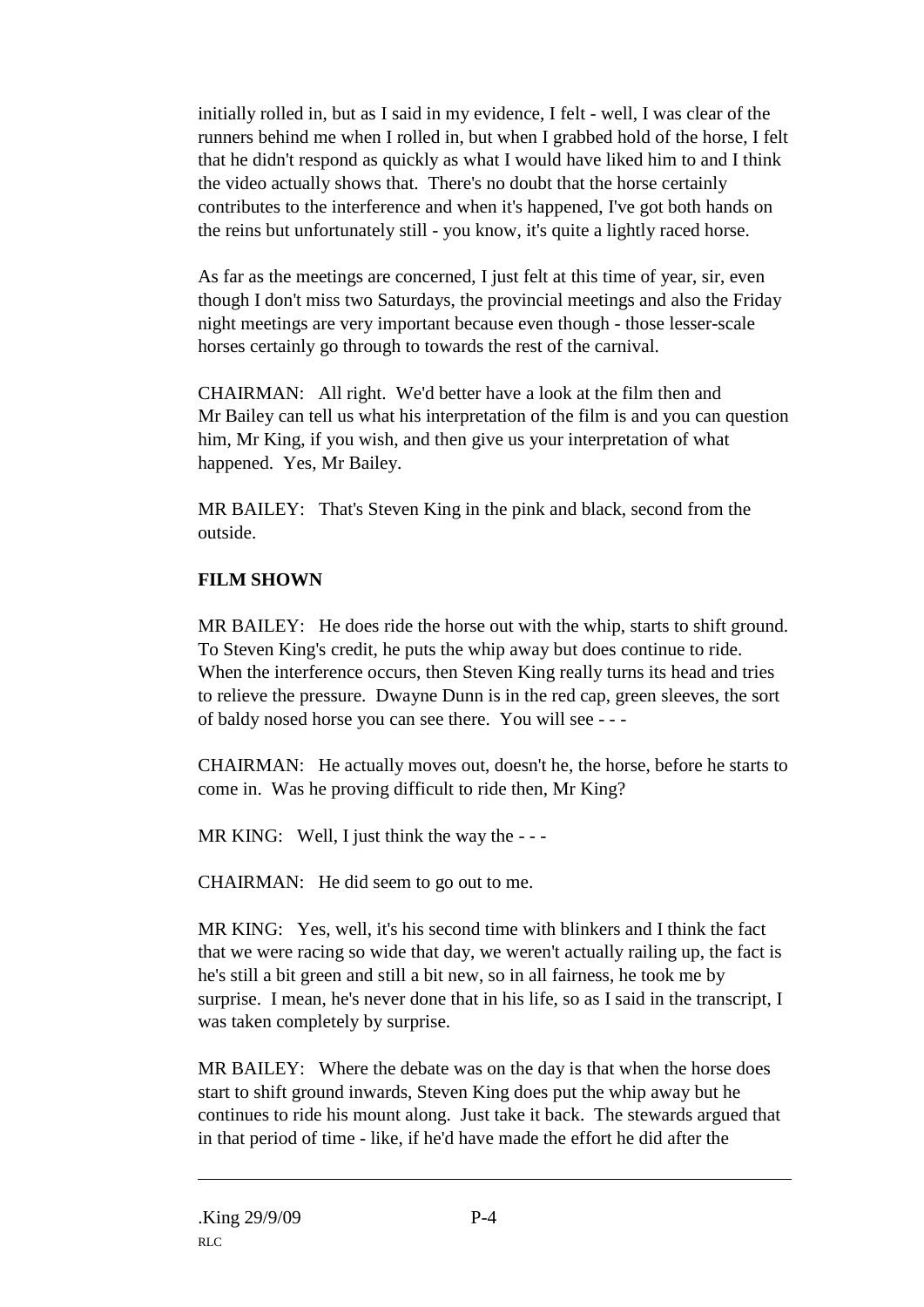initially rolled in, but as I said in my evidence, I felt - well, I was clear of the runners behind me when I rolled in, but when I grabbed hold of the horse, I felt that he didn't respond as quickly as what I would have liked him to and I think the video actually shows that. There's no doubt that the horse certainly contributes to the interference and when it's happened, I've got both hands on the reins but unfortunately still - you know, it's quite a lightly raced horse.

As far as the meetings are concerned, I just felt at this time of year, sir, even though I don't miss two Saturdays, the provincial meetings and also the Friday night meetings are very important because even though - those lesser-scale horses certainly go through to towards the rest of the carnival.

CHAIRMAN: All right. We'd better have a look at the film then and Mr Bailey can tell us what his interpretation of the film is and you can question him, Mr King, if you wish, and then give us your interpretation of what happened. Yes, Mr Bailey.

MR BAILEY: That's Steven King in the pink and black, second from the outside.

**FILM SHOWN**

MR BAILEY: He does ride the horse out with the whip, starts to shift ground. To Steven King's credit, he puts the whip away but does continue to ride. When the interference occurs, then Steven King really turns its head and tries to relieve the pressure. Dwayne Dunn is in the red cap, green sleeves, the sort of baldy nosed horse you can see there. You will see - - -

CHAIRMAN: He actually moves out, doesn't he, the horse, before he starts to come in. Was he proving difficult to ride then, Mr King?

MR KING: Well, I just think the way the - - -

CHAIRMAN: He did seem to go out to me.

MR KING: Yes, well, it's his second time with blinkers and I think the fact that we were racing so wide that day, we weren't actually railing up, the fact is he's still a bit green and still a bit new, so in all fairness, he took me by surprise. I mean, he's never done that in his life, so as I said in the transcript, I was taken completely by surprise.

MR BAILEY: Where the debate was on the day is that when the horse does start to shift ground inwards, Steven King does put the whip away but he continues to ride his mount along. Just take it back. The stewards argued that in that period of time - like, if he'd have made the effort he did after the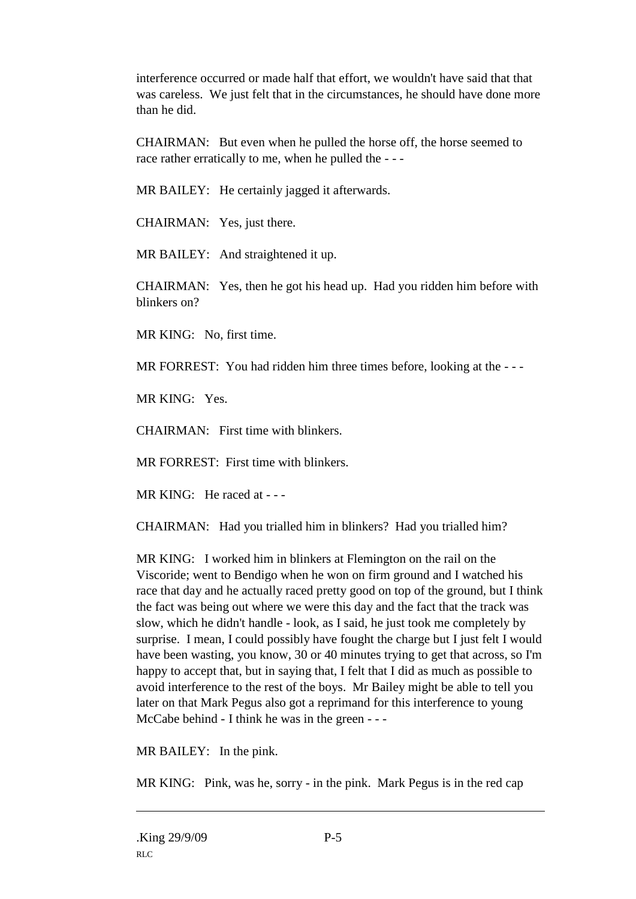interference occurred or made half that effort, we wouldn't have said that that was careless. We just felt that in the circumstances, he should have done more than he did.

CHAIRMAN: But even when he pulled the horse off, the horse seemed to race rather erratically to me, when he pulled the - - -

MR BAILEY: He certainly jagged it afterwards.

CHAIRMAN: Yes, just there.

MR BAILEY: And straightened it up.

CHAIRMAN: Yes, then he got his head up. Had you ridden him before with blinkers on?

MR KING: No, first time.

MR FORREST: You had ridden him three times before, looking at the - - -

MR KING: Yes.

CHAIRMAN: First time with blinkers.

MR FORREST: First time with blinkers.

MR KING: He raced at - - -

CHAIRMAN: Had you trialled him in blinkers? Had you trialled him?

MR KING: I worked him in blinkers at Flemington on the rail on the Viscoride; went to Bendigo when he won on firm ground and I watched his race that day and he actually raced pretty good on top of the ground, but I think the fact was being out where we were this day and the fact that the track was slow, which he didn't handle - look, as I said, he just took me completely by surprise. I mean, I could possibly have fought the charge but I just felt I would have been wasting, you know, 30 or 40 minutes trying to get that across, so I'm happy to accept that, but in saying that, I felt that I did as much as possible to avoid interference to the rest of the boys. Mr Bailey might be able to tell you later on that Mark Pegus also got a reprimand for this interference to young McCabe behind - I think he was in the green - - -

MR BAILEY: In the pink.

MR KING: Pink, was he, sorry - in the pink. Mark Pegus is in the red cap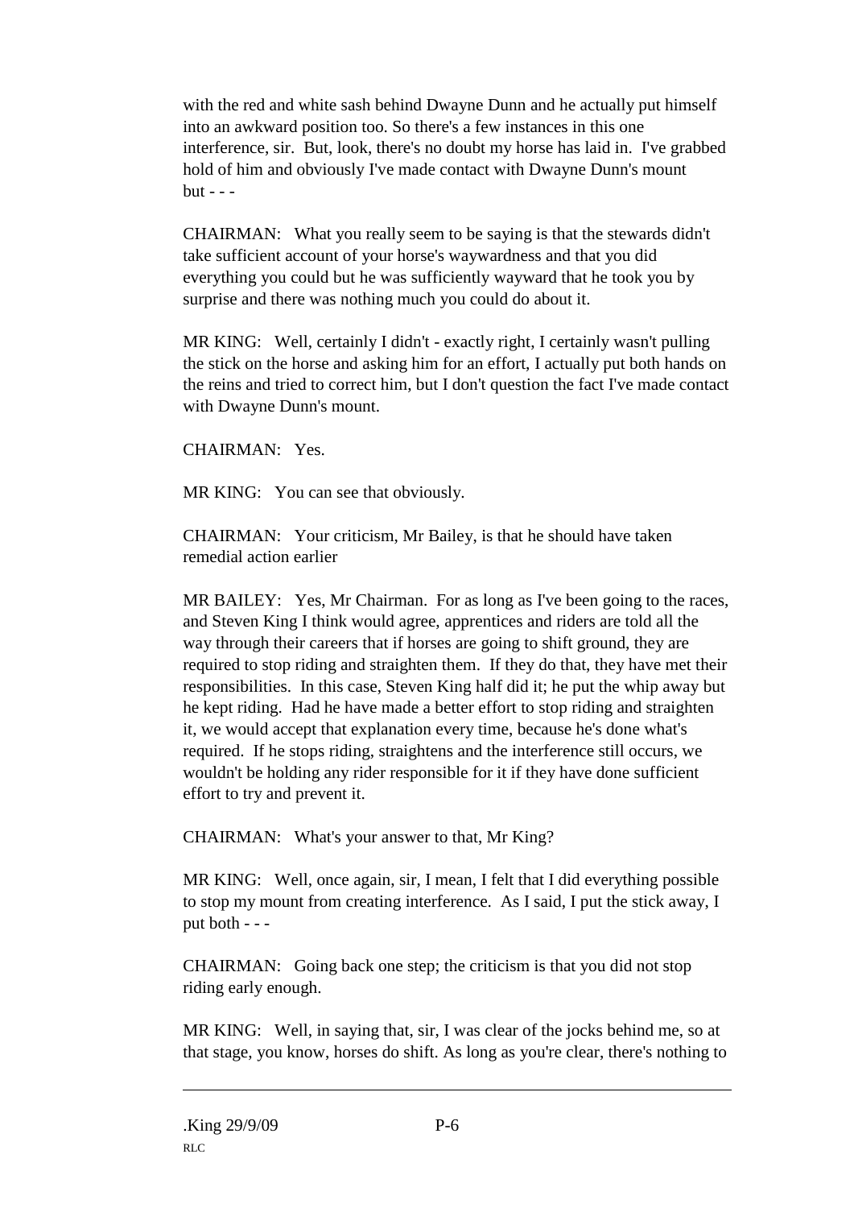with the red and white sash behind Dwayne Dunn and he actually put himself into an awkward position too. So there's a few instances in this one interference, sir. But, look, there's no doubt my horse has laid in. I've grabbed hold of him and obviously I've made contact with Dwayne Dunn's mount but - - -

CHAIRMAN: What you really seem to be saying is that the stewards didn't take sufficient account of your horse's waywardness and that you did everything you could but he was sufficiently wayward that he took you by surprise and there was nothing much you could do about it.

MR KING: Well, certainly I didn't - exactly right, I certainly wasn't pulling the stick on the horse and asking him for an effort, I actually put both hands on the reins and tried to correct him, but I don't question the fact I've made contact with Dwayne Dunn's mount.

CHAIRMAN: Yes.

MR KING: You can see that obviously.

CHAIRMAN: Your criticism, Mr Bailey, is that he should have taken remedial action earlier

MR BAILEY: Yes, Mr Chairman. For as long as I've been going to the races, and Steven King I think would agree, apprentices and riders are told all the way through their careers that if horses are going to shift ground, they are required to stop riding and straighten them. If they do that, they have met their responsibilities. In this case, Steven King half did it; he put the whip away but he kept riding. Had he have made a better effort to stop riding and straighten it, we would accept that explanation every time, because he's done what's required. If he stops riding, straightens and the interference still occurs, we wouldn't be holding any rider responsible for it if they have done sufficient effort to try and prevent it.

CHAIRMAN: What's your answer to that, Mr King?

MR KING: Well, once again, sir, I mean, I felt that I did everything possible to stop my mount from creating interference. As I said, I put the stick away, I put both - - -

CHAIRMAN: Going back one step; the criticism is that you did not stop riding early enough.

MR KING: Well, in saying that, sir, I was clear of the jocks behind me, so at that stage, you know, horses do shift. As long as you're clear, there's nothing to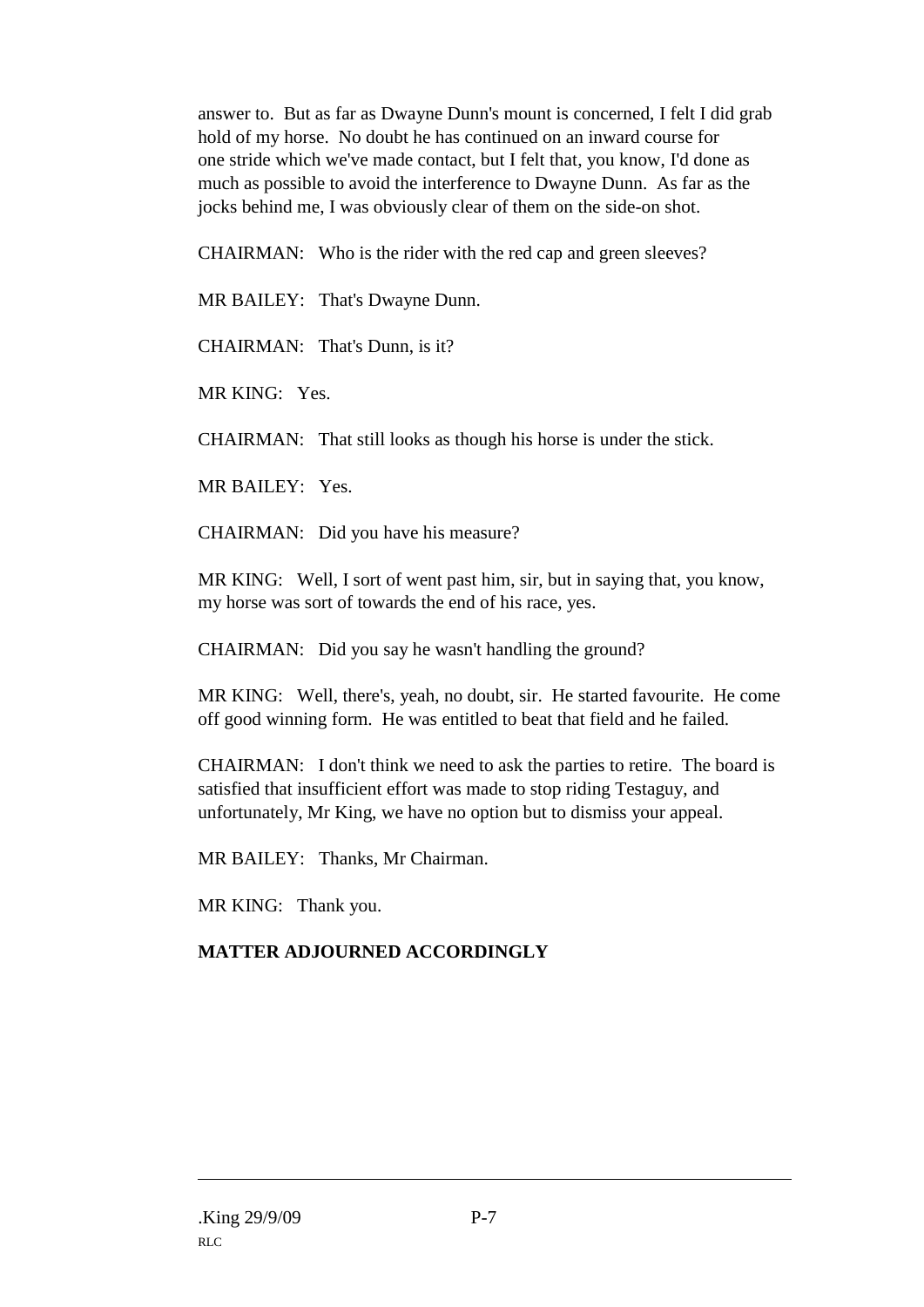answer to. But as far as Dwayne Dunn's mount is concerned, I felt I did grab hold of my horse. No doubt he has continued on an inward course for one stride which we've made contact, but I felt that, you know, I'd done as much as possible to avoid the interference to Dwayne Dunn. As far as the jocks behind me, I was obviously clear of them on the side-on shot.

CHAIRMAN: Who is the rider with the red cap and green sleeves?

MR BAILEY: That's Dwayne Dunn.

CHAIRMAN: That's Dunn, is it?

MR KING: Yes.

CHAIRMAN: That still looks as though his horse is under the stick.

MR BAILEY: Yes.

CHAIRMAN: Did you have his measure?

MR KING: Well, I sort of went past him, sir, but in saying that, you know, my horse was sort of towards the end of his race, yes.

CHAIRMAN: Did you say he wasn't handling the ground?

MR KING: Well, there's, yeah, no doubt, sir. He started favourite. He come off good winning form. He was entitled to beat that field and he failed.

CHAIRMAN: I don't think we need to ask the parties to retire. The board is satisfied that insufficient effort was made to stop riding Testaguy, and unfortunately, Mr King, we have no option but to dismiss your appeal.

MR BAILEY: Thanks, Mr Chairman.

MR KING: Thank you.

**MATTER ADJOURNED ACCORDINGLY**